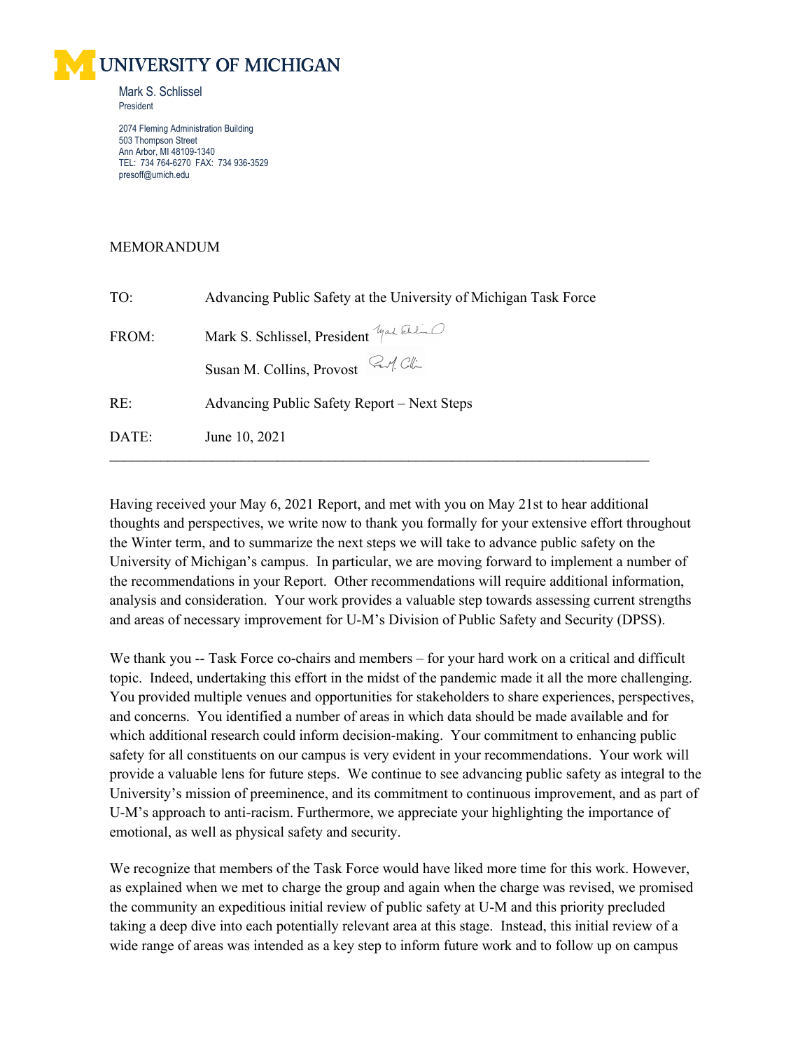UNIVERSITY OF MICHIGAN

Mark S. Schlissel
President

2074 Fleming Administration Building
503 Thompson Street
Ann Arbor, MI 48109-1340
TEL: 734 764-6270 FAX: 734 936-3529
presoff@umich.edu

MEMORANDUM

TO: Advancing Public Safety at the University of Michigan Task Force

FROM: Mark S. Schlissel, President

Susan M. Collins, Provost

RE: Advancing Public Safety Report – Next Steps

DATE: June 10, 2021

---

Having received your May 6, 2021 Report, and met with you on May 21st to hear additional thoughts and perspectives, we write now to thank you formally for your extensive effort throughout the Winter term, and to summarize the next steps we will take to advance public safety on the University of Michigan's campus. In particular, we are moving forward to implement a number of the recommendations in your Report. Other recommendations will require additional information, analysis and consideration. Your work provides a valuable step towards assessing current strengths and areas of necessary improvement for U-M's Division of Public Safety and Security (DPSS).

We thank you -- Task Force co-chairs and members – for your hard work on a critical and difficult topic. Indeed, undertaking this effort in the midst of the pandemic made it all the more challenging. You provided multiple venues and opportunities for stakeholders to share experiences, perspectives, and concerns. You identified a number of areas in which data should be made available and for which additional research could inform decision-making. Your commitment to enhancing public safety for all constituents on our campus is very evident in your recommendations. Your work will provide a valuable lens for future steps. We continue to see advancing public safety as integral to the University's mission of preeminence, and its commitment to continuous improvement, and as part of U-M's approach to anti-racism. Furthermore, we appreciate your highlighting the importance of emotional, as well as physical safety and security.

We recognize that members of the Task Force would have liked more time for this work. However, as explained when we met to charge the group and again when the charge was revised, we promised the community an expeditious initial review of public safety at U-M and this priority precluded taking a deep dive into each potentially relevant area at this stage. Instead, this initial review of a wide range of areas was intended as a key step to inform future work and to follow up on campus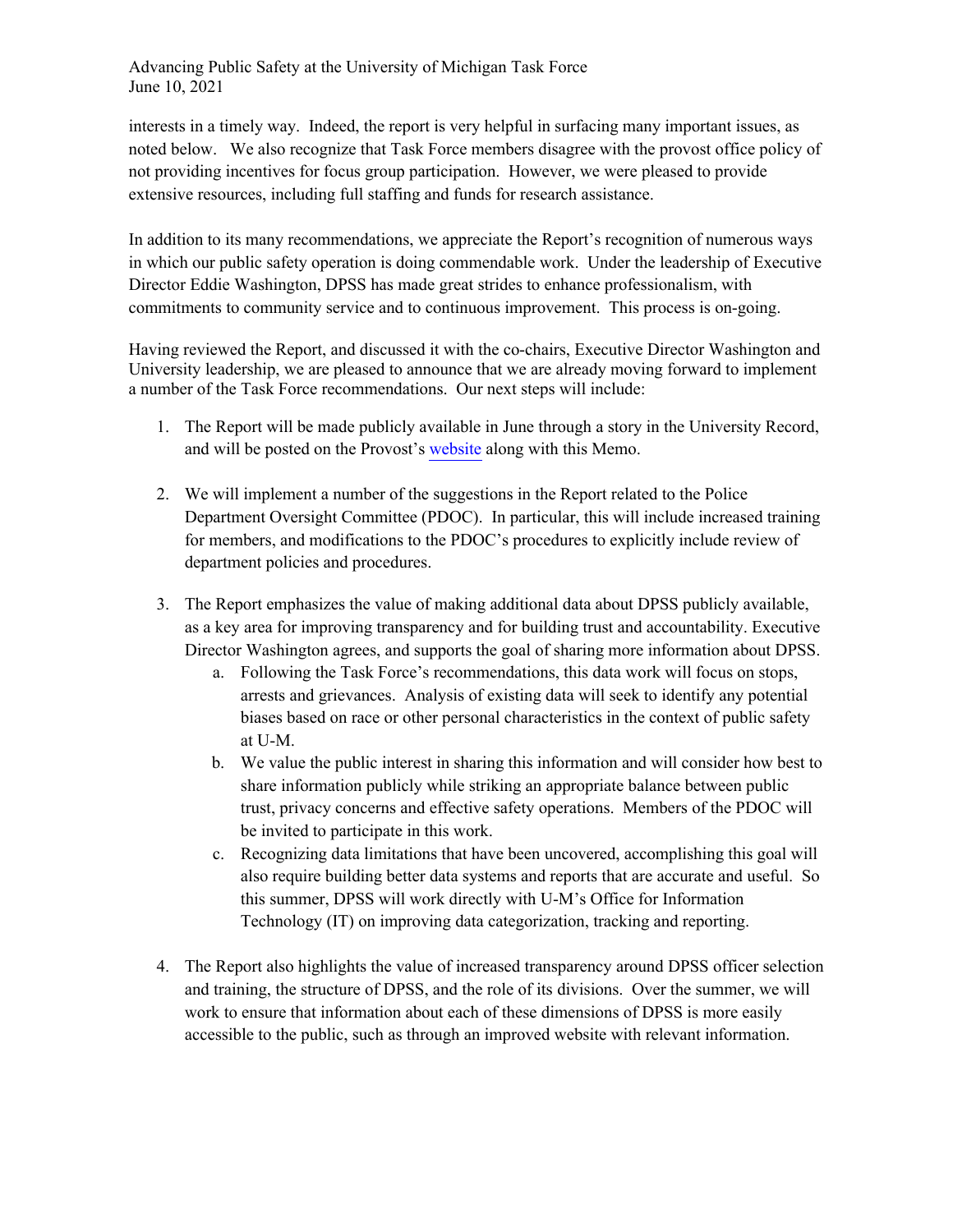interests in a timely way. Indeed, the report is very helpful in surfacing many important issues, as noted below. We also recognize that Task Force members disagree with the provost office policy of not providing incentives for focus group participation. However, we were pleased to provide extensive resources, including full staffing and funds for research assistance.

In addition to its many recommendations, we appreciate the Report's recognition of numerous ways in which our public safety operation is doing commendable work. Under the leadership of Executive Director Eddie Washington, DPSS has made great strides to enhance professionalism, with commitments to community service and to continuous improvement. This process is on-going.

Having reviewed the Report, and discussed it with the co-chairs, Executive Director Washington and University leadership, we are pleased to announce that we are already moving forward to implement a number of the Task Force recommendations. Our next steps will include:

1. The Report will be made publicly available in June through a story in the University Record, and will be posted on the Provost's website along with this Memo.

2. We will implement a number of the suggestions in the Report related to the Police Department Oversight Committee (PDOC). In particular, this will include increased training for members, and modifications to the PDOC's procedures to explicitly include review of department policies and procedures.

3. The Report emphasizes the value of making additional data about DPSS publicly available, as a key area for improving transparency and for building trust and accountability. Executive Director Washington agrees, and supports the goal of sharing more information about DPSS.
   a. Following the Task Force's recommendations, this data work will focus on stops, arrests and grievances. Analysis of existing data will seek to identify any potential biases based on race or other personal characteristics in the context of public safety at U-M.
   b. We value the public interest in sharing this information and will consider how best to share information publicly while striking an appropriate balance between public trust, privacy concerns and effective safety operations. Members of the PDOC will be invited to participate in this work.
   c. Recognizing data limitations that have been uncovered, accomplishing this goal will also require building better data systems and reports that are accurate and useful. So this summer, DPSS will work directly with U-M's Office for Information Technology (IT) on improving data categorization, tracking and reporting.

4. The Report also highlights the value of increased transparency around DPSS officer selection and training, the structure of DPSS, and the role of its divisions. Over the summer, we will work to ensure that information about each of these dimensions of DPSS is more easily accessible to the public, such as through an improved website with relevant information.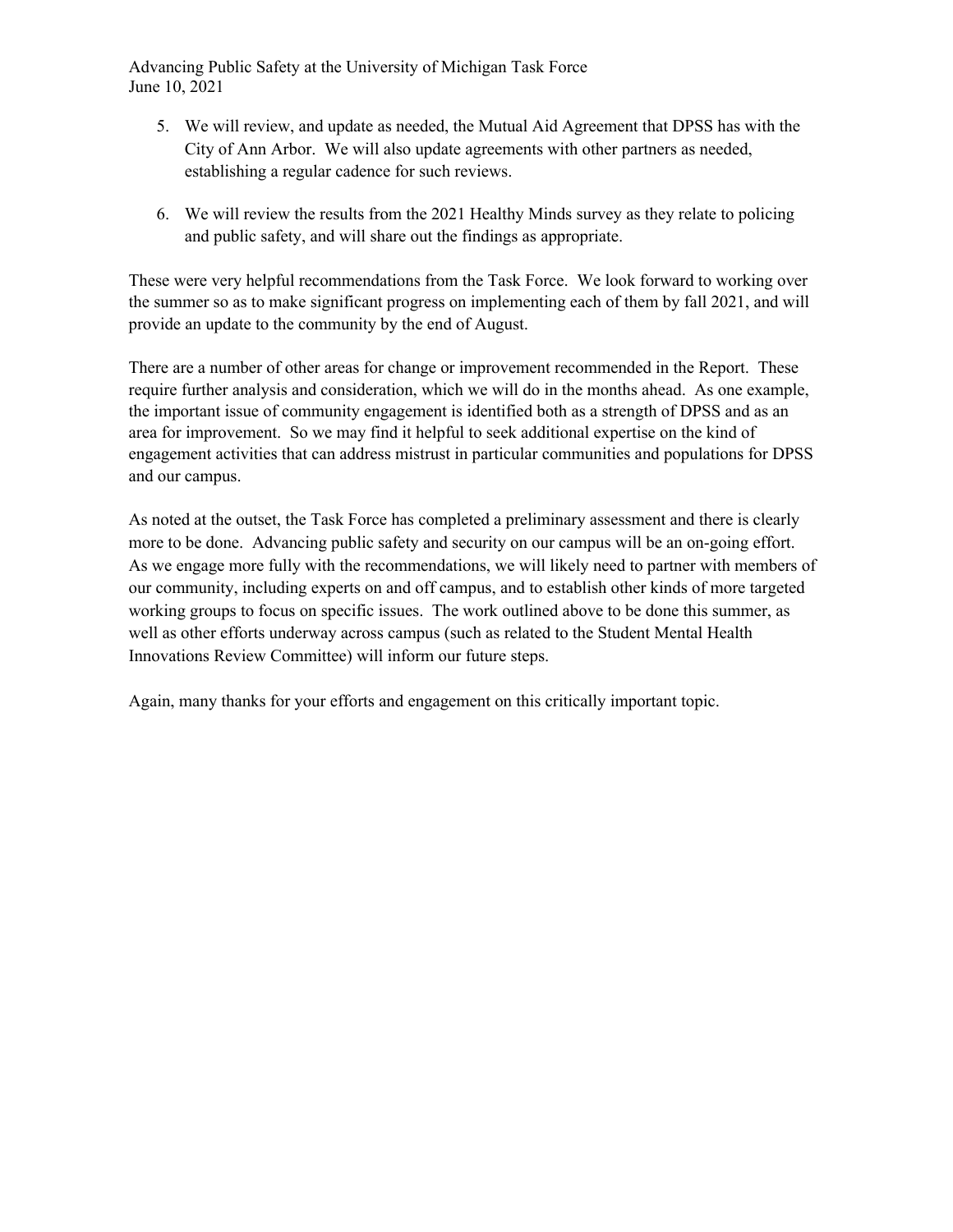5. We will review, and update as needed, the Mutual Aid Agreement that DPSS has with the City of Ann Arbor. We will also update agreements with other partners as needed, establishing a regular cadence for such reviews.

6. We will review the results from the 2021 Healthy Minds survey as they relate to policing and public safety, and will share out the findings as appropriate.

These were very helpful recommendations from the Task Force. We look forward to working over the summer so as to make significant progress on implementing each of them by fall 2021, and will provide an update to the community by the end of August.

There are a number of other areas for change or improvement recommended in the Report. These require further analysis and consideration, which we will do in the months ahead. As one example, the important issue of community engagement is identified both as a strength of DPSS and as an area for improvement. So we may find it helpful to seek additional expertise on the kind of engagement activities that can address mistrust in particular communities and populations for DPSS and our campus.

As noted at the outset, the Task Force has completed a preliminary assessment and there is clearly more to be done. Advancing public safety and security on our campus will be an on-going effort. As we engage more fully with the recommendations, we will likely need to partner with members of our community, including experts on and off campus, and to establish other kinds of more targeted working groups to focus on specific issues. The work outlined above to be done this summer, as well as other efforts underway across campus (such as related to the Student Mental Health Innovations Review Committee) will inform our future steps.

Again, many thanks for your efforts and engagement on this critically important topic.